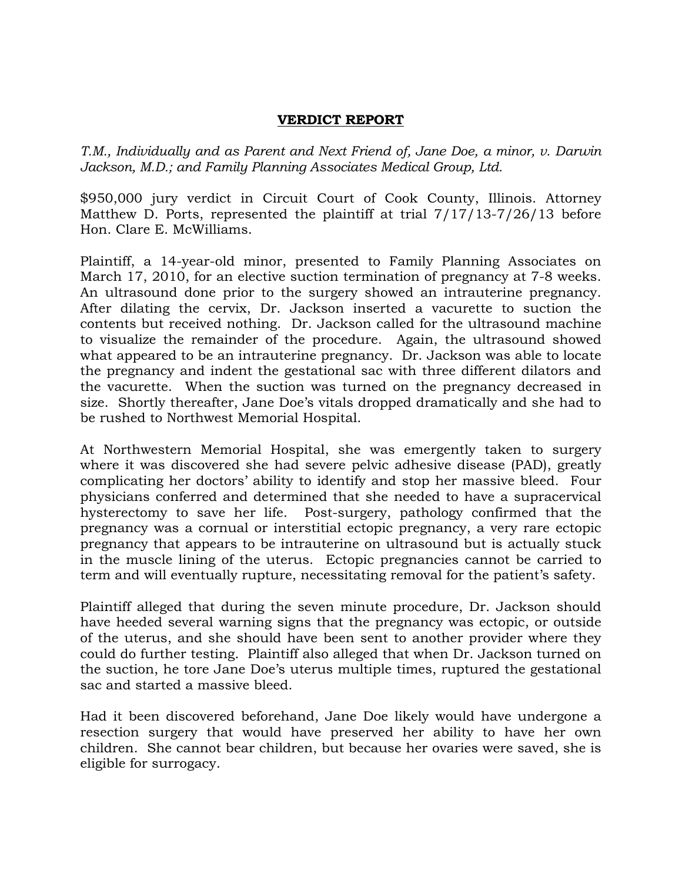# **VERDICT REPORT**

*T.M., Individually and as Parent and Next Friend of, Jane Doe, a minor, v. Darwin Jackson, M.D.; and Family Planning Associates Medical Group, Ltd.*

$950,000 jury verdict in Circuit Court of Cook County, Illinois. Attorney Matthew D. Ports, represented the plaintiff at trial 7/17/13-7/26/13 before Hon. Clare E. McWilliams.

Plaintiff, a 14-year-old minor, presented to Family Planning Associates on March 17, 2010, for an elective suction termination of pregnancy at 7-8 weeks. An ultrasound done prior to the surgery showed an intrauterine pregnancy. After dilating the cervix, Dr. Jackson inserted a vacurette to suction the contents but received nothing. Dr. Jackson called for the ultrasound machine to visualize the remainder of the procedure. Again, the ultrasound showed what appeared to be an intrauterine pregnancy. Dr. Jackson was able to locate the pregnancy and indent the gestational sac with three different dilators and the vacurette. When the suction was turned on the pregnancy decreased in size. Shortly thereafter, Jane Doe's vitals dropped dramatically and she had to be rushed to Northwest Memorial Hospital.

At Northwestern Memorial Hospital, she was emergently taken to surgery where it was discovered she had severe pelvic adhesive disease (PAD), greatly complicating her doctors' ability to identify and stop her massive bleed. Four physicians conferred and determined that she needed to have a supracervical hysterectomy to save her life. Post-surgery, pathology confirmed that the pregnancy was a cornual or interstitial ectopic pregnancy, a very rare ectopic pregnancy that appears to be intrauterine on ultrasound but is actually stuck in the muscle lining of the uterus. Ectopic pregnancies cannot be carried to term and will eventually rupture, necessitating removal for the patient's safety.

Plaintiff alleged that during the seven minute procedure, Dr. Jackson should have heeded several warning signs that the pregnancy was ectopic, or outside of the uterus, and she should have been sent to another provider where they could do further testing. Plaintiff also alleged that when Dr. Jackson turned on the suction, he tore Jane Doe's uterus multiple times, ruptured the gestational sac and started a massive bleed.

Had it been discovered beforehand, Jane Doe likely would have undergone a resection surgery that would have preserved her ability to have her own children. She cannot bear children, but because her ovaries were saved, she is eligible for surrogacy.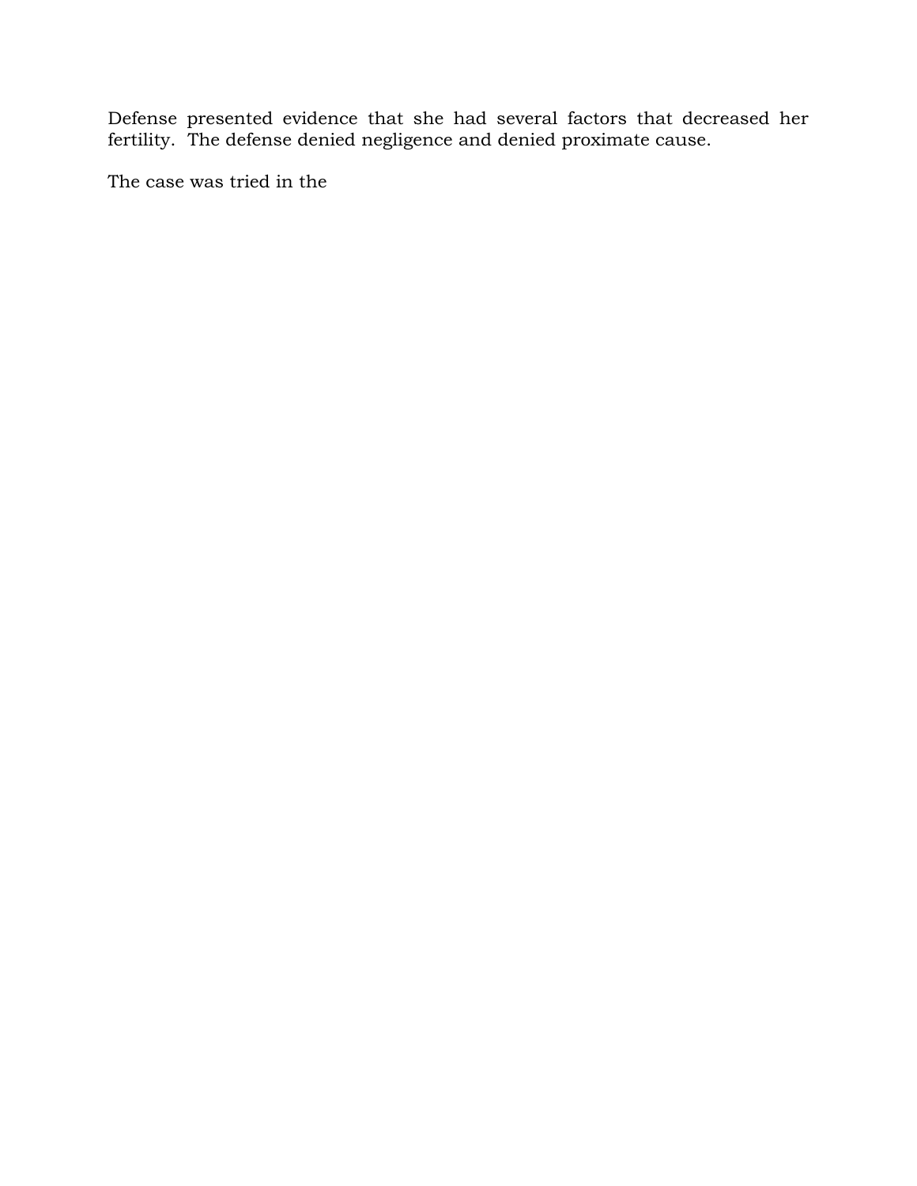Defense presented evidence that she had several factors that decreased her fertility. The defense denied negligence and denied proximate cause.

The case was tried in the